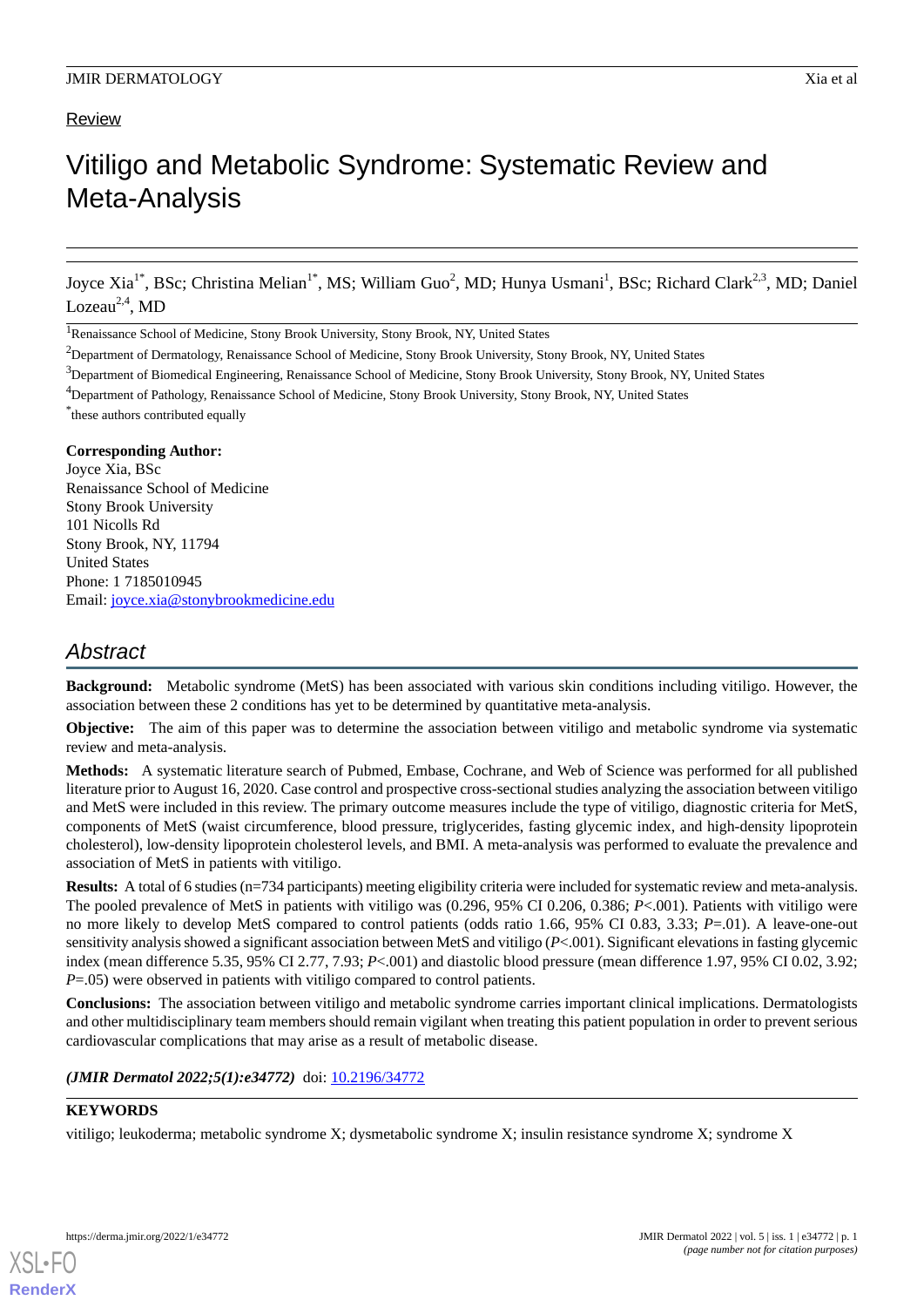Review

# Vitiligo and Metabolic Syndrome: Systematic Review and Meta-Analysis

Joyce Xia[1*], BSc; Christina Melian[1*], MS; William Guo[2], MD; Hunya Usmani[1], BSc; Richard Clark[2,3], MD; Daniel Lozeau[2,4], MD

[1]Renaissance School of Medicine, Stony Brook University, Stony Brook, NY, United States

[2]Department of Dermatology, Renaissance School of Medicine, Stony Brook University, Stony Brook, NY, United States

[3]Department of Biomedical Engineering, Renaissance School of Medicine, Stony Brook University, Stony Brook, NY, United States

[4]Department of Pathology, Renaissance School of Medicine, Stony Brook University, Stony Brook, NY, United States

[*]these authors contributed equally

**Corresponding Author:**
Joyce Xia, BSc
Renaissance School of Medicine
Stony Brook University
101 Nicolls Rd
Stony Brook, NY, 11794
United States
Phone: 1 7185010945
Email: joyce.xia@stonybrookmedicine.edu

## Abstract

**Background:** Metabolic syndrome (MetS) has been associated with various skin conditions including vitiligo. However, the association between these 2 conditions has yet to be determined by quantitative meta-analysis.

**Objective:** The aim of this paper was to determine the association between vitiligo and metabolic syndrome via systematic review and meta-analysis.

**Methods:** A systematic literature search of Pubmed, Embase, Cochrane, and Web of Science was performed for all published literature prior to August 16, 2020. Case control and prospective cross-sectional studies analyzing the association between vitiligo and MetS were included in this review. The primary outcome measures include the type of vitiligo, diagnostic criteria for MetS, components of MetS (waist circumference, blood pressure, triglycerides, fasting glycemic index, and high-density lipoprotein cholesterol), low-density lipoprotein cholesterol levels, and BMI. A meta-analysis was performed to evaluate the prevalence and association of MetS in patients with vitiligo.

**Results:** A total of 6 studies (n=734 participants) meeting eligibility criteria were included for systematic review and meta-analysis. The pooled prevalence of MetS in patients with vitiligo was (0.296, 95% CI 0.206, 0.386; *P*<.001). Patients with vitiligo were no more likely to develop MetS compared to control patients (odds ratio 1.66, 95% CI 0.83, 3.33; *P*=.01). A leave-one-out sensitivity analysis showed a significant association between MetS and vitiligo (*P*<.001). Significant elevations in fasting glycemic index (mean difference 5.35, 95% CI 2.77, 7.93; *P*<.001) and diastolic blood pressure (mean difference 1.97, 95% CI 0.02, 3.92; *P*=.05) were observed in patients with vitiligo compared to control patients.

**Conclusions:** The association between vitiligo and metabolic syndrome carries important clinical implications. Dermatologists and other multidisciplinary team members should remain vigilant when treating this patient population in order to prevent serious cardiovascular complications that may arise as a result of metabolic disease.

***(JMIR Dermatol 2022;5(1):e34772)*** doi: 10.2196/34772

**KEYWORDS**

vitiligo; leukoderma; metabolic syndrome X; dysmetabolic syndrome X; insulin resistance syndrome X; syndrome X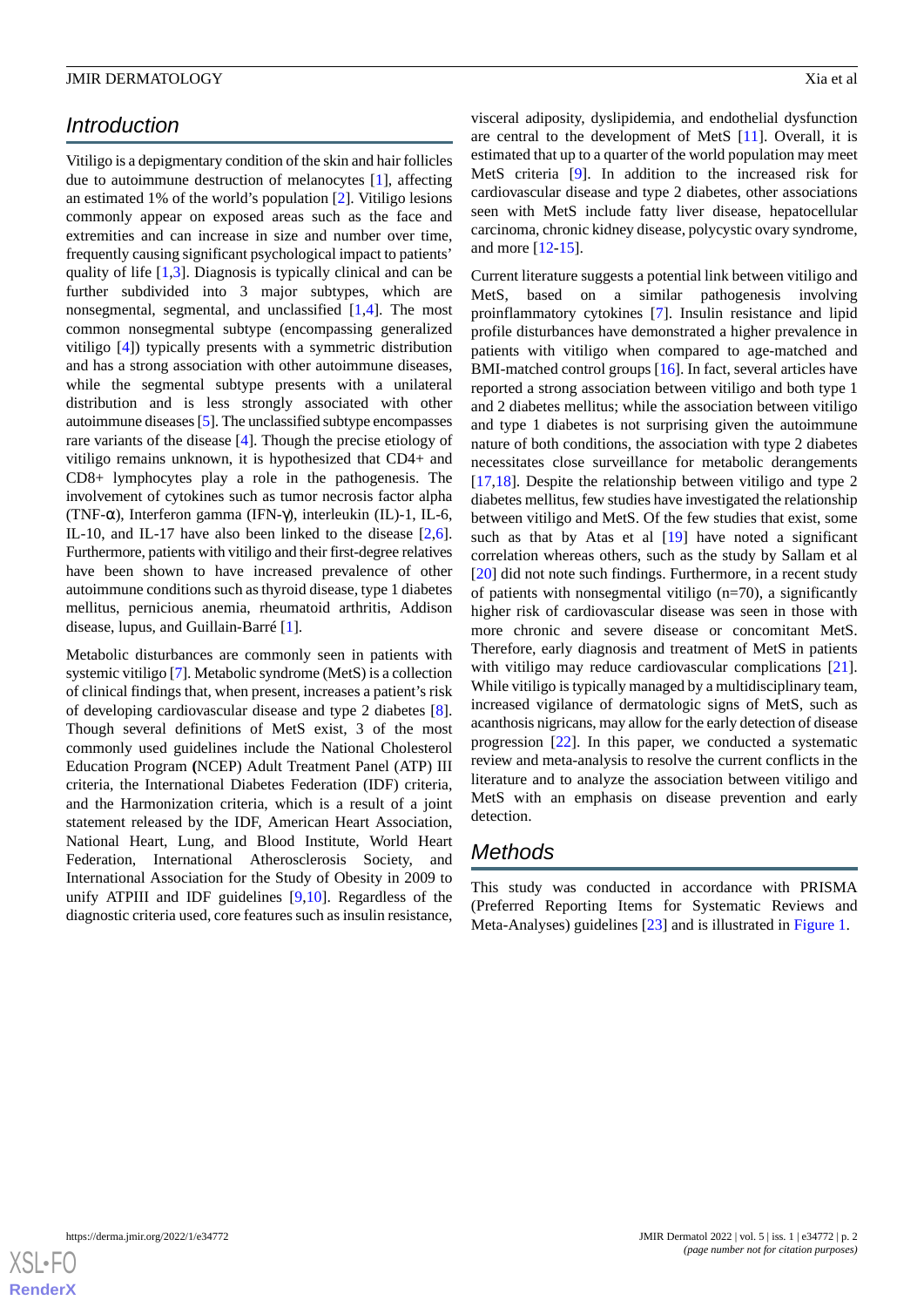## Introduction

Vitiligo is a depigmentary condition of the skin and hair follicles due to autoimmune destruction of melanocytes [1], affecting an estimated 1% of the world's population [2]. Vitiligo lesions commonly appear on exposed areas such as the face and extremities and can increase in size and number over time, frequently causing significant psychological impact to patients' quality of life [1,3]. Diagnosis is typically clinical and can be further subdivided into 3 major subtypes, which are nonsegmental, segmental, and unclassified [1,4]. The most common nonsegmental subtype (encompassing generalized vitiligo [4]) typically presents with a symmetric distribution and has a strong association with other autoimmune diseases, while the segmental subtype presents with a unilateral distribution and is less strongly associated with other autoimmune diseases [5]. The unclassified subtype encompasses rare variants of the disease [4]. Though the precise etiology of vitiligo remains unknown, it is hypothesized that CD4+ and CD8+ lymphocytes play a role in the pathogenesis. The involvement of cytokines such as tumor necrosis factor alpha (TNF-α), Interferon gamma (IFN-γ), interleukin (IL)-1, IL-6, IL-10, and IL-17 have also been linked to the disease [2,6]. Furthermore, patients with vitiligo and their first-degree relatives have been shown to have increased prevalence of other autoimmune conditions such as thyroid disease, type 1 diabetes mellitus, pernicious anemia, rheumatoid arthritis, Addison disease, lupus, and Guillain-Barré [1].

Metabolic disturbances are commonly seen in patients with systemic vitiligo [7]. Metabolic syndrome (MetS) is a collection of clinical findings that, when present, increases a patient's risk of developing cardiovascular disease and type 2 diabetes [8]. Though several definitions of MetS exist, 3 of the most commonly used guidelines include the National Cholesterol Education Program (NCEP) Adult Treatment Panel (ATP) III criteria, the International Diabetes Federation (IDF) criteria, and the Harmonization criteria, which is a result of a joint statement released by the IDF, American Heart Association, National Heart, Lung, and Blood Institute, World Heart Federation, International Atherosclerosis Society, and International Association for the Study of Obesity in 2009 to unify ATPIII and IDF guidelines [9,10]. Regardless of the diagnostic criteria used, core features such as insulin resistance, visceral adiposity, dyslipidemia, and endothelial dysfunction are central to the development of MetS [11]. Overall, it is estimated that up to a quarter of the world population may meet MetS criteria [9]. In addition to the increased risk for cardiovascular disease and type 2 diabetes, other associations seen with MetS include fatty liver disease, hepatocellular carcinoma, chronic kidney disease, polycystic ovary syndrome, and more [12-15].

Current literature suggests a potential link between vitiligo and MetS, based on a similar pathogenesis involving proinflammatory cytokines [7]. Insulin resistance and lipid profile disturbances have demonstrated a higher prevalence in patients with vitiligo when compared to age-matched and BMI-matched control groups [16]. In fact, several articles have reported a strong association between vitiligo and both type 1 and 2 diabetes mellitus; while the association between vitiligo and type 1 diabetes is not surprising given the autoimmune nature of both conditions, the association with type 2 diabetes necessitates close surveillance for metabolic derangements [17,18]. Despite the relationship between vitiligo and type 2 diabetes mellitus, few studies have investigated the relationship between vitiligo and MetS. Of the few studies that exist, some such as that by Atas et al [19] have noted a significant correlation whereas others, such as the study by Sallam et al [20] did not note such findings. Furthermore, in a recent study of patients with nonsegmental vitiligo (n=70), a significantly higher risk of cardiovascular disease was seen in those with more chronic and severe disease or concomitant MetS. Therefore, early diagnosis and treatment of MetS in patients with vitiligo may reduce cardiovascular complications [21]. While vitiligo is typically managed by a multidisciplinary team, increased vigilance of dermatologic signs of MetS, such as acanthosis nigricans, may allow for the early detection of disease progression [22]. In this paper, we conducted a systematic review and meta-analysis to resolve the current conflicts in the literature and to analyze the association between vitiligo and MetS with an emphasis on disease prevention and early detection.

## Methods

This study was conducted in accordance with PRISMA (Preferred Reporting Items for Systematic Reviews and Meta-Analyses) guidelines [23] and is illustrated in Figure 1.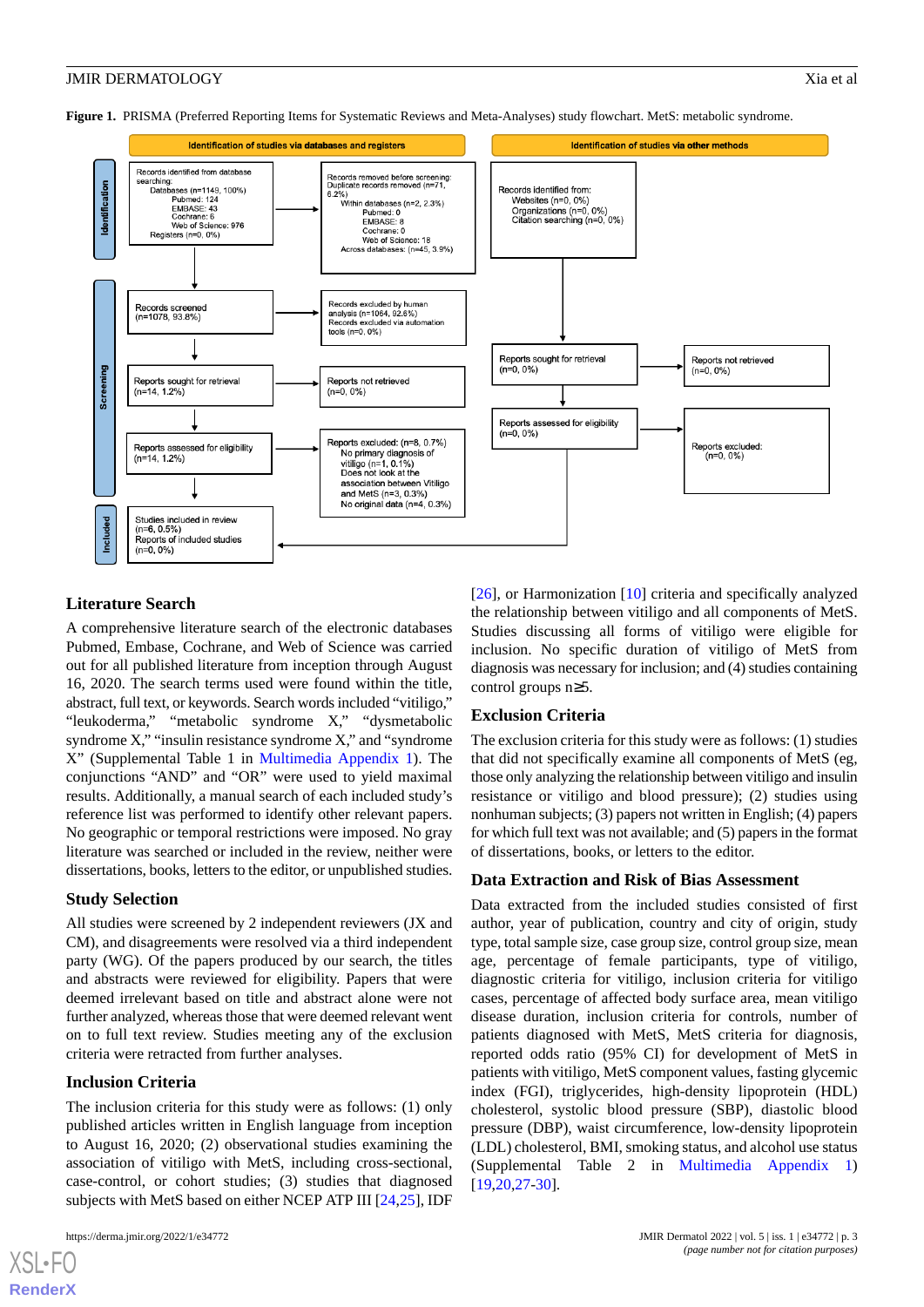**Figure 1.** PRISMA (Preferred Reporting Items for Systematic Reviews and Meta-Analyses) study flowchart. MetS: metabolic syndrome.

**Identification of studies via databases and registers**

*Identification*

- Records identified from database searching:
  - Databases (n=1149, 100%)
    - Pubmed: 124
    - EMBASE: 43
    - Cochrane: 6
    - Web of Science: 976
  - Registers (n=0, 0%)
- Records removed before screening:
  - Duplicate records removed (n=71, 6.2%)
    - Within databases (n=2, 2.3%)
      - Pubmed: 0
      - EMBASE: 8
      - Cochrane: 0
      - Web of Science: 18
    - Across databases: (n=45, 3.9%)

*Screening*

- Records screened (n=1078, 93.8%)
  - Records excluded by human analysis (n=1064, 92.6%)
  - Records excluded via automation tools (n=0, 0%)
- Reports sought for retrieval (n=14, 1.2%)
  - Reports not retrieved (n=0, 0%)
- Reports assessed for eligibility (n=14, 1.2%)
  - Reports excluded: (n=8, 0.7%)
    - No primary diagnosis of vitiligo (n=1, 0.1%)
    - Does not look at the association between Vitiligo and MetS (n=3, 0.3%)
    - No original data (n=4, 0.3%)

*Included*

- Studies included in review (n=6, 0.5%)
- Reports of included studies (n=0, 0%)

**Identification of studies via other methods**

- Records identified from:
  - Websites (n=0, 0%)
  - Organizations (n=0, 0%)
  - Citation searching (n=0, 0%)
- Reports sought for retrieval (n=0, 0%)
  - Reports not retrieved (n=0, 0%)
- Reports assessed for eligibility (n=0, 0%)
  - Reports excluded: (n=0, 0%)

## Literature Search

A comprehensive literature search of the electronic databases Pubmed, Embase, Cochrane, and Web of Science was carried out for all published literature from inception through August 16, 2020. The search terms used were found within the title, abstract, full text, or keywords. Search words included "vitiligo," "leukoderma," "metabolic syndrome X," "dysmetabolic syndrome X," "insulin resistance syndrome X," and "syndrome X" (Supplemental Table 1 in Multimedia Appendix 1). The conjunctions "AND" and "OR" were used to yield maximal results. Additionally, a manual search of each included study's reference list was performed to identify other relevant papers. No geographic or temporal restrictions were imposed. No gray literature was searched or included in the review, neither were dissertations, books, letters to the editor, or unpublished studies.

## Study Selection

All studies were screened by 2 independent reviewers (JX and CM), and disagreements were resolved via a third independent party (WG). Of the papers produced by our search, the titles and abstracts were reviewed for eligibility. Papers that were deemed irrelevant based on title and abstract alone were not further analyzed, whereas those that were deemed relevant went on to full text review. Studies meeting any of the exclusion criteria were retracted from further analyses.

## Inclusion Criteria

The inclusion criteria for this study were as follows: (1) only published articles written in English language from inception to August 16, 2020; (2) observational studies examining the association of vitiligo with MetS, including cross-sectional, case-control, or cohort studies; (3) studies that diagnosed subjects with MetS based on either NCEP ATP III [24,25], IDF [26], or Harmonization [10] criteria and specifically analyzed the relationship between vitiligo and all components of MetS. Studies discussing all forms of vitiligo were eligible for inclusion. No specific duration of vitiligo of MetS from diagnosis was necessary for inclusion; and (4) studies containing control groups n≥5.

## Exclusion Criteria

The exclusion criteria for this study were as follows: (1) studies that did not specifically examine all components of MetS (eg, those only analyzing the relationship between vitiligo and insulin resistance or vitiligo and blood pressure); (2) studies using nonhuman subjects; (3) papers not written in English; (4) papers for which full text was not available; and (5) papers in the format of dissertations, books, or letters to the editor.

## Data Extraction and Risk of Bias Assessment

Data extracted from the included studies consisted of first author, year of publication, country and city of origin, study type, total sample size, case group size, control group size, mean age, percentage of female participants, type of vitiligo, diagnostic criteria for vitiligo, inclusion criteria for vitiligo cases, percentage of affected body surface area, mean vitiligo disease duration, inclusion criteria for controls, number of patients diagnosed with MetS, MetS criteria for diagnosis, reported odds ratio (95% CI) for development of MetS in patients with vitiligo, MetS component values, fasting glycemic index (FGI), triglycerides, high-density lipoprotein (HDL) cholesterol, systolic blood pressure (SBP), diastolic blood pressure (DBP), waist circumference, low-density lipoprotein (LDL) cholesterol, BMI, smoking status, and alcohol use status (Supplemental Table 2 in Multimedia Appendix 1) [19,20,27-30].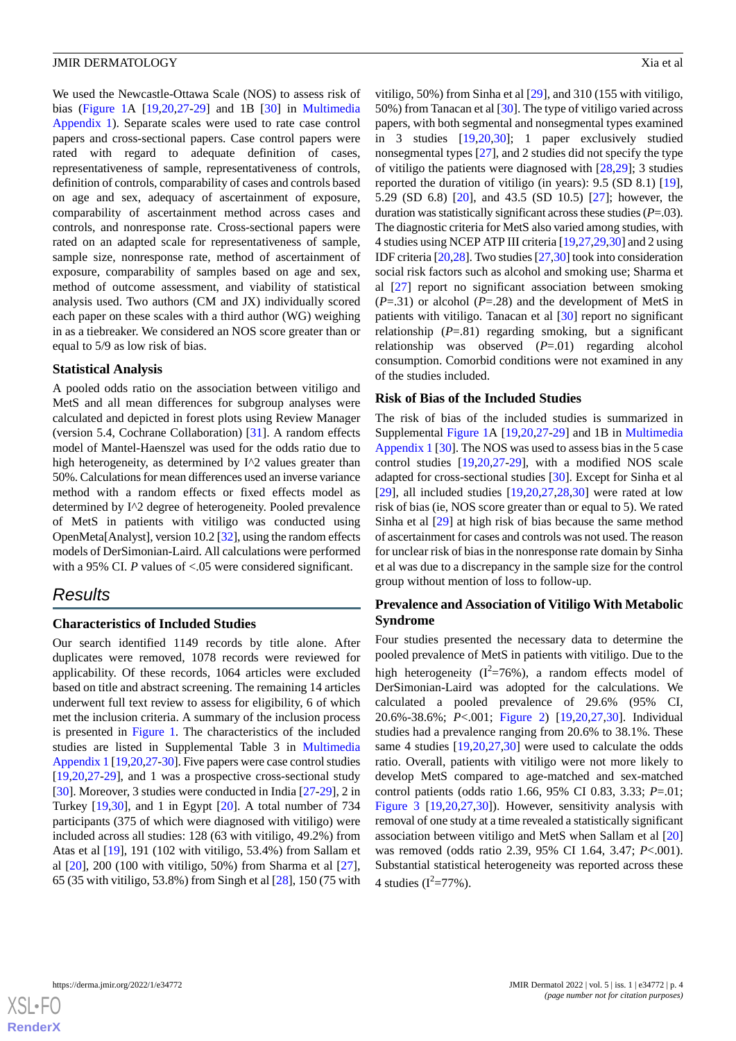We used the Newcastle-Ottawa Scale (NOS) to assess risk of bias (Figure 1A [19,20,27-29] and 1B [30] in Multimedia Appendix 1). Separate scales were used to rate case control papers and cross-sectional papers. Case control papers were rated with regard to adequate definition of cases, representativeness of sample, representativeness of controls, definition of controls, comparability of cases and controls based on age and sex, adequacy of ascertainment of exposure, comparability of ascertainment method across cases and controls, and nonresponse rate. Cross-sectional papers were rated on an adapted scale for representativeness of sample, sample size, nonresponse rate, method of ascertainment of exposure, comparability of samples based on age and sex, method of outcome assessment, and viability of statistical analysis used. Two authors (CM and JX) individually scored each paper on these scales with a third author (WG) weighing in as a tiebreaker. We considered an NOS score greater than or equal to 5/9 as low risk of bias.

### Statistical Analysis

A pooled odds ratio on the association between vitiligo and MetS and all mean differences for subgroup analyses were calculated and depicted in forest plots using Review Manager (version 5.4, Cochrane Collaboration) [31]. A random effects model of Mantel-Haenszel was used for the odds ratio due to high heterogeneity, as determined by I^2 values greater than 50%. Calculations for mean differences used an inverse variance method with a random effects or fixed effects model as determined by I^2 degree of heterogeneity. Pooled prevalence of MetS in patients with vitiligo was conducted using OpenMeta[Analyst], version 10.2 [32], using the random effects models of DerSimonian-Laird. All calculations were performed with a 95% CI. *P* values of <.05 were considered significant.

## Results

### Characteristics of Included Studies

Our search identified 1149 records by title alone. After duplicates were removed, 1078 records were reviewed for applicability. Of these records, 1064 articles were excluded based on title and abstract screening. The remaining 14 articles underwent full text review to assess for eligibility, 6 of which met the inclusion criteria. A summary of the inclusion process is presented in Figure 1. The characteristics of the included studies are listed in Supplemental Table 3 in Multimedia Appendix 1 [19,20,27-30]. Five papers were case control studies [19,20,27-29], and 1 was a prospective cross-sectional study [30]. Moreover, 3 studies were conducted in India [27-29], 2 in Turkey [19,30], and 1 in Egypt [20]. A total number of 734 participants (375 of which were diagnosed with vitiligo) were included across all studies: 128 (63 with vitiligo, 49.2%) from Atas et al [19], 191 (102 with vitiligo, 53.4%) from Sallam et al [20], 200 (100 with vitiligo, 50%) from Sharma et al [27], 65 (35 with vitiligo, 53.8%) from Singh et al [28], 150 (75 with vitiligo, 50%) from Sinha et al [29], and 310 (155 with vitiligo, 50%) from Tanacan et al [30]. The type of vitiligo varied across papers, with both segmental and nonsegmental types examined in 3 studies [19,20,30]; 1 paper exclusively studied nonsegmental types [27], and 2 studies did not specify the type of vitiligo the patients were diagnosed with [28,29]; 3 studies reported the duration of vitiligo (in years): 9.5 (SD 8.1) [19], 5.29 (SD 6.8) [20], and 43.5 (SD 10.5) [27]; however, the duration was statistically significant across these studies (*P*=.03). The diagnostic criteria for MetS also varied among studies, with 4 studies using NCEP ATP III criteria [19,27,29,30] and 2 using IDF criteria [20,28]. Two studies [27,30] took into consideration social risk factors such as alcohol and smoking use; Sharma et al [27] report no significant association between smoking (*P*=.31) or alcohol (*P*=.28) and the development of MetS in patients with vitiligo. Tanacan et al [30] report no significant relationship (*P*=.81) regarding smoking, but a significant relationship was observed (*P*=.01) regarding alcohol consumption. Comorbid conditions were not examined in any of the studies included.

### Risk of Bias of the Included Studies

The risk of bias of the included studies is summarized in Supplemental Figure 1A [19,20,27-29] and 1B in Multimedia Appendix 1 [30]. The NOS was used to assess bias in the 5 case control studies [19,20,27-29], with a modified NOS scale adapted for cross-sectional studies [30]. Except for Sinha et al [29], all included studies [19,20,27,28,30] were rated at low risk of bias (ie, NOS score greater than or equal to 5). We rated Sinha et al [29] at high risk of bias because the same method of ascertainment for cases and controls was not used. The reason for unclear risk of bias in the nonresponse rate domain by Sinha et al was due to a discrepancy in the sample size for the control group without mention of loss to follow-up.

### Prevalence and Association of Vitiligo With Metabolic Syndrome

Four studies presented the necessary data to determine the pooled prevalence of MetS in patients with vitiligo. Due to the high heterogeneity ($I^2$=76%), a random effects model of DerSimonian-Laird was adopted for the calculations. We calculated a pooled prevalence of 29.6% (95% CI, 20.6%-38.6%; *P*<.001; Figure 2) [19,20,27,30]. Individual studies had a prevalence ranging from 20.6% to 38.1%. These same 4 studies [19,20,27,30] were used to calculate the odds ratio. Overall, patients with vitiligo were not more likely to develop MetS compared to age-matched and sex-matched control patients (odds ratio 1.66, 95% CI 0.83, 3.33; *P*=.01; Figure 3 [19,20,27,30]). However, sensitivity analysis with removal of one study at a time revealed a statistically significant association between vitiligo and MetS when Sallam et al [20] was removed (odds ratio 2.39, 95% CI 1.64, 3.47; *P*<.001). Substantial statistical heterogeneity was reported across these 4 studies ($I^2$=77%).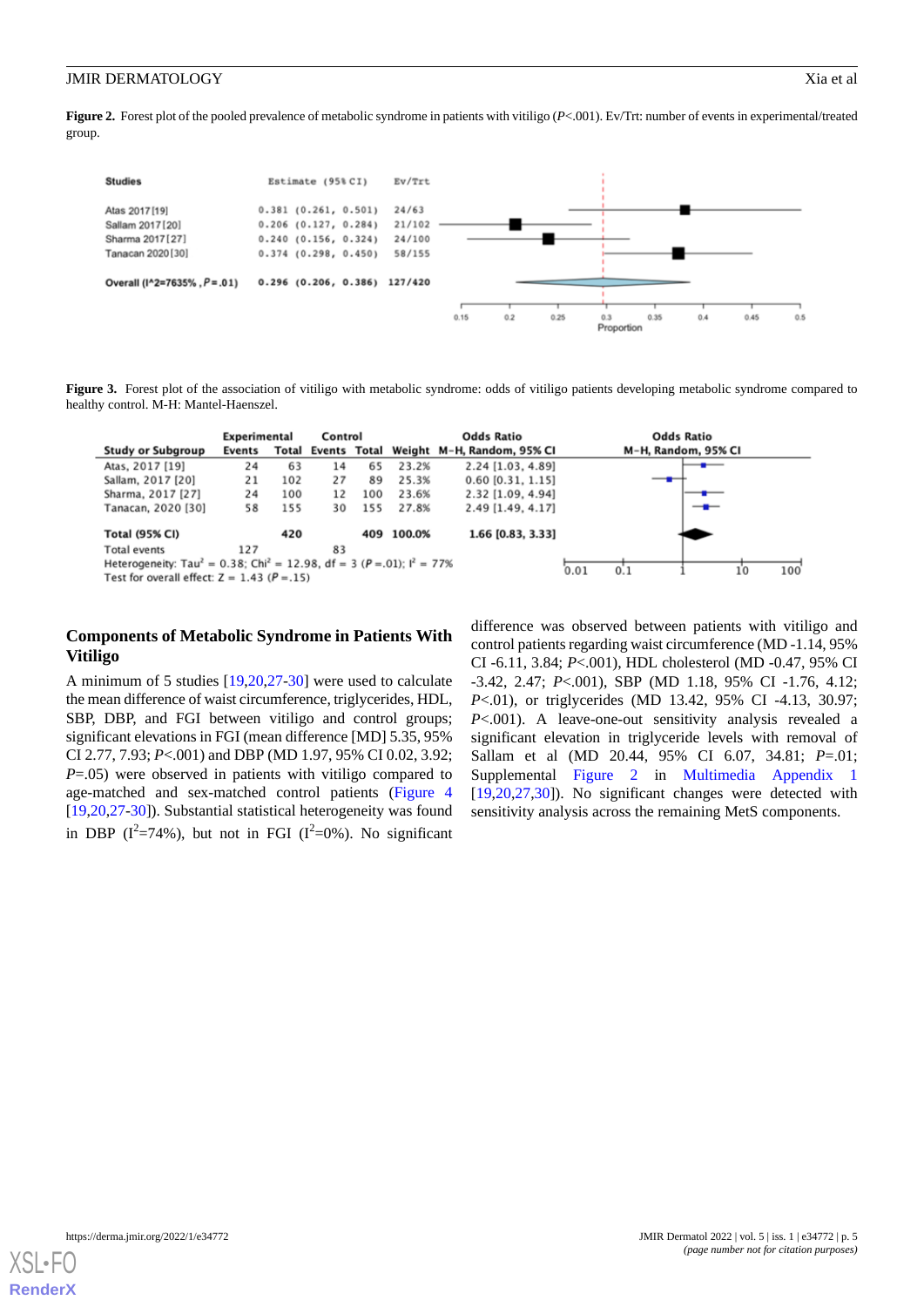**Figure 2.** Forest plot of the pooled prevalence of metabolic syndrome in patients with vitiligo (*P*<.001). Ev/Trt: number of events in experimental/treated group.

| Studies | Estimate (95% CI) | Ev/Trt |
|---|---|---|
| Atas 2017 [19] | 0.381 (0.261, 0.501) | 24/63 |
| Sallam 2017 [20] | 0.206 (0.127, 0.284) | 21/102 |
| Sharma 2017 [27] | 0.240 (0.156, 0.324) | 24/100 |
| Tanacan 2020 [30] | 0.374 (0.298, 0.450) | 58/155 |
| **Overall ($I^2$=76.35%, *P*=.01)** | **0.296 (0.206, 0.386)** | **127/420** |

**Figure 3.** Forest plot of the association of vitiligo with metabolic syndrome: odds of vitiligo patients developing metabolic syndrome compared to healthy control. M-H: Mantel-Haenszel.

| Study or Subgroup | Experimental Events | Experimental Total | Control Events | Control Total | Weight | Odds Ratio M-H, Random, 95% CI |
|---|---|---|---|---|---|---|
| Atas, 2017 [19] | 24 | 63 | 14 | 65 | 23.2% | 2.24 [1.03, 4.89] |
| Sallam, 2017 [20] | 21 | 102 | 27 | 89 | 25.3% | 0.60 [0.31, 1.15] |
| Sharma, 2017 [27] | 24 | 100 | 12 | 100 | 23.6% | 2.32 [1.09, 4.94] |
| Tanacan, 2020 [30] | 58 | 155 | 30 | 155 | 27.8% | 2.49 [1.49, 4.17] |
| **Total (95% CI)** | | **420** | | **409** | **100.0%** | **1.66 [0.83, 3.33]** |
| Total events | 127 | | 83 | | | |

Heterogeneity: $Tau^2$ = 0.38; $Chi^2$ = 12.98, df = 3 (*P* =.01); $I^2$ = 77%
Test for overall effect: Z = 1.43 (*P* =.15)

### Components of Metabolic Syndrome in Patients With Vitiligo

A minimum of 5 studies [19,20,27-30] were used to calculate the mean difference of waist circumference, triglycerides, HDL, SBP, DBP, and FGI between vitiligo and control groups; significant elevations in FGI (mean difference [MD] 5.35, 95% CI 2.77, 7.93; *P*<.001) and DBP (MD 1.97, 95% CI 0.02, 3.92; *P*=.05) were observed in patients with vitiligo compared to age-matched and sex-matched control patients (Figure 4 [19,20,27-30]). Substantial statistical heterogeneity was found in DBP ($I^2$=74%), but not in FGI ($I^2$=0%). No significant difference was observed between patients with vitiligo and control patients regarding waist circumference (MD -1.14, 95% CI -6.11, 3.84; *P*<.001), HDL cholesterol (MD -0.47, 95% CI -3.42, 2.47; *P*<.001), SBP (MD 1.18, 95% CI -1.76, 4.12; *P*<.01), or triglycerides (MD 13.42, 95% CI -4.13, 30.97; *P*<.001). A leave-one-out sensitivity analysis revealed a significant elevation in triglyceride levels with removal of Sallam et al (MD 20.44, 95% CI 6.07, 34.81; *P*=.01; Supplemental Figure 2 in Multimedia Appendix 1 [19,20,27,30]). No significant changes were detected with sensitivity analysis across the remaining MetS components.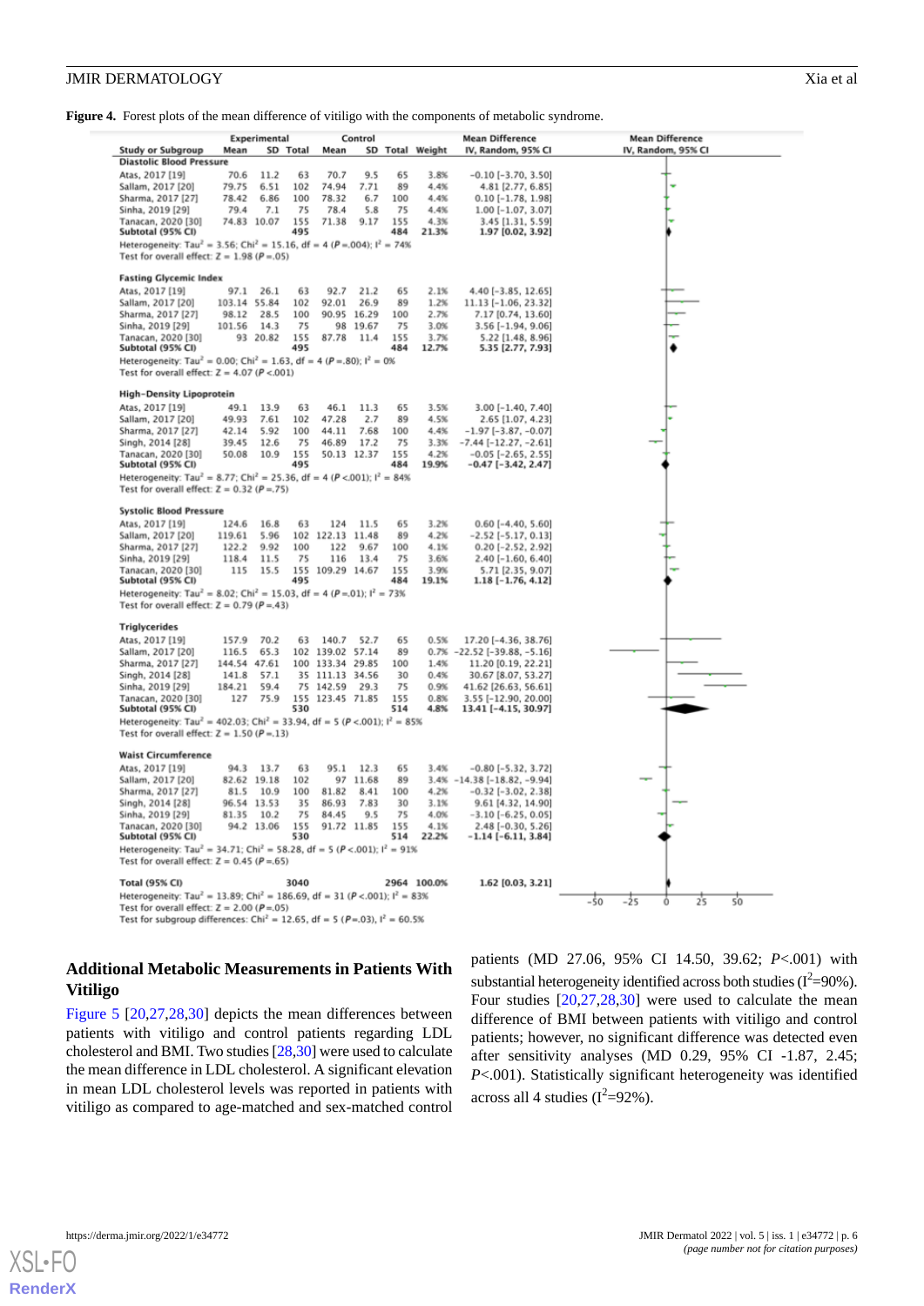**Figure 4.** Forest plots of the mean difference of vitiligo with the components of metabolic syndrome.

| Study or Subgroup | Experimental Mean | Experimental SD | Experimental Total | Control Mean | Control SD | Control Total | Weight | Mean Difference IV, Random, 95% CI |
|---|---|---|---|---|---|---|---|---|
| **Diastolic Blood Pressure** | | | | | | | | |
| Atas, 2017 [19] | 70.6 | 11.2 | 63 | 70.7 | 9.5 | 65 | 3.8% | -0.10 [-3.70, 3.50] |
| Sallam, 2017 [20] | 79.75 | 6.51 | 102 | 74.94 | 7.71 | 89 | 4.4% | 4.81 [2.77, 6.85] |
| Sharma, 2017 [27] | 78.42 | 6.86 | 100 | 78.32 | 6.7 | 100 | 4.4% | 0.10 [-1.78, 1.98] |
| Sinha, 2019 [29] | 79.4 | 7.1 | 75 | 78.4 | 5.8 | 75 | 4.4% | 1.00 [-1.07, 3.07] |
| Tanacan, 2020 [30] | 74.83 | 10.07 | 155 | 71.38 | 9.17 | 155 | 4.3% | 3.45 [1.31, 5.59] |
| **Subtotal (95% CI)** | | | **495** | | | **484** | **21.3%** | **1.97 [0.02, 3.92]** |
| Heterogeneity: Tau² = 3.56; Chi² = 15.16, df = 4 (P = .004); I² = 74% | | | | | | | | |
| Test for overall effect: Z = 1.98 (P = .05) | | | | | | | | |
| **Fasting Glycemic Index** | | | | | | | | |
| Atas, 2017 [19] | 97.1 | 26.1 | 63 | 92.7 | 21.2 | 65 | 2.1% | 4.40 [-3.85, 12.65] |
| Sallam, 2017 [20] | 103.14 | 55.84 | 102 | 92.01 | 26.9 | 89 | 1.2% | 11.13 [-1.06, 23.32] |
| Sharma, 2017 [27] | 98.12 | 28.5 | 100 | 90.95 | 16.29 | 100 | 2.7% | 7.17 [0.74, 13.60] |
| Sinha, 2019 [29] | 101.56 | 14.3 | 75 | 98 | 19.67 | 75 | 3.0% | 3.56 [-1.94, 9.06] |
| Tanacan, 2020 [30] | 93 | 20.82 | 155 | 87.78 | 11.4 | 155 | 3.7% | 5.22 [1.48, 8.96] |
| **Subtotal (95% CI)** | | | **495** | | | **484** | **12.7%** | **5.35 [2.77, 7.93]** |
| Heterogeneity: Tau² = 0.00; Chi² = 1.63, df = 4 (P = .80); I² = 0% | | | | | | | | |
| Test for overall effect: Z = 4.07 (P < .001) | | | | | | | | |
| **High-Density Lipoprotein** | | | | | | | | |
| Atas, 2017 [19] | 49.1 | 13.9 | 63 | 46.1 | 11.3 | 65 | 3.5% | 3.00 [-1.40, 7.40] |
| Sallam, 2017 [20] | 49.93 | 7.61 | 102 | 47.28 | 2.7 | 89 | 4.5% | 2.65 [1.07, 4.23] |
| Sharma, 2017 [27] | 42.14 | 5.92 | 100 | 44.11 | 7.68 | 100 | 4.4% | -1.97 [-3.87, -0.07] |
| Singh, 2014 [28] | 39.45 | 12.6 | 75 | 46.89 | 17.2 | 75 | 3.3% | -7.44 [-12.27, -2.61] |
| Tanacan, 2020 [30] | 50.08 | 10.9 | 155 | 50.13 | 12.37 | 155 | 4.2% | -0.05 [-2.65, 2.55] |
| **Subtotal (95% CI)** | | | **495** | | | **484** | **19.9%** | **-0.47 [-3.42, 2.47]** |
| Heterogeneity: Tau² = 8.77; Chi² = 25.36, df = 4 (P < .001); I² = 84% | | | | | | | | |
| Test for overall effect: Z = 0.32 (P = .75) | | | | | | | | |
| **Systolic Blood Pressure** | | | | | | | | |
| Atas, 2017 [19] | 124.6 | 16.8 | 63 | 124 | 11.5 | 65 | 3.2% | 0.60 [-4.40, 5.60] |
| Sallam, 2017 [20] | 119.61 | 5.96 | 102 | 122.13 | 11.48 | 89 | 4.2% | -2.52 [-5.17, 0.13] |
| Sharma, 2017 [27] | 122.2 | 9.92 | 100 | 122 | 9.67 | 100 | 4.1% | 0.20 [-2.52, 2.92] |
| Sinha, 2019 [29] | 118.4 | 11.5 | 75 | 116 | 13.4 | 75 | 3.6% | 2.40 [-1.60, 6.40] |
| Tanacan, 2020 [30] | 115 | 15.5 | 155 | 109.29 | 14.67 | 155 | 3.9% | 5.71 [2.35, 9.07] |
| **Subtotal (95% CI)** | | | **495** | | | **484** | **19.1%** | **1.18 [-1.76, 4.12]** |
| Heterogeneity: Tau² = 8.02; Chi² = 15.03, df = 4 (P = .01); I² = 73% | | | | | | | | |
| Test for overall effect: Z = 0.79 (P = .43) | | | | | | | | |
| **Triglycerides** | | | | | | | | |
| Atas, 2017 [19] | 157.9 | 70.2 | 63 | 140.7 | 52.7 | 65 | 0.5% | 17.20 [-4.36, 38.76] |
| Sallam, 2017 [20] | 116.5 | 65.3 | 102 | 139.02 | 57.14 | 89 | 0.7% | -22.52 [-39.88, -5.16] |
| Sharma, 2017 [27] | 144.54 | 47.61 | 100 | 133.34 | 29.85 | 100 | 1.4% | 11.20 [0.19, 22.21] |
| Singh, 2014 [28] | 141.8 | 57.1 | 35 | 111.13 | 34.56 | 30 | 0.4% | 30.67 [8.07, 53.27] |
| Sinha, 2019 [29] | 184.21 | 59.4 | 75 | 142.59 | 29.3 | 75 | 0.9% | 41.62 [26.63, 56.61] |
| Tanacan, 2020 [30] | 127 | 75.9 | 155 | 123.45 | 71.85 | 155 | 0.8% | 3.55 [-12.90, 20.00] |
| **Subtotal (95% CI)** | | | **530** | | | **514** | **4.8%** | **13.41 [-4.15, 30.97]** |
| Heterogeneity: Tau² = 402.03; Chi² = 33.94, df = 5 (P < .001); I² = 85% | | | | | | | | |
| Test for overall effect: Z = 1.50 (P = .13) | | | | | | | | |
| **Waist Circumference** | | | | | | | | |
| Atas, 2017 [19] | 94.3 | 13.7 | 63 | 95.1 | 12.3 | 65 | 3.4% | -0.80 [-5.32, 3.72] |
| Sallam, 2017 [20] | 82.62 | 19.18 | 102 | 97 | 11.68 | 89 | 3.4% | -14.38 [-18.82, -9.94] |
| Sharma, 2017 [27] | 81.5 | 10.9 | 100 | 81.82 | 8.41 | 100 | 4.2% | -0.32 [-3.02, 2.38] |
| Singh, 2014 [28] | 96.54 | 13.53 | 35 | 86.93 | 7.83 | 30 | 3.1% | 9.61 [4.32, 14.90] |
| Sinha, 2019 [29] | 81.35 | 10.2 | 75 | 84.45 | 9.5 | 75 | 4.0% | -3.10 [-6.25, 0.05] |
| Tanacan, 2020 [30] | 94.2 | 13.06 | 155 | 91.72 | 11.85 | 155 | 4.1% | 2.48 [-0.30, 5.26] |
| **Subtotal (95% CI)** | | | **530** | | | **514** | **22.2%** | **-1.14 [-6.11, 3.84]** |
| Heterogeneity: Tau² = 34.71; Chi² = 58.28, df = 5 (P < .001); I² = 91% | | | | | | | | |
| Test for overall effect: Z = 0.45 (P = .65) | | | | | | | | |
| **Total (95% CI)** | | | **3040** | | | **2964** | **100.0%** | **1.62 [0.03, 3.21]** |
| Heterogeneity: Tau² = 13.89; Chi² = 186.69, df = 31 (P < .001); I² = 83% | | | | | | | | |
| Test for overall effect: Z = 2.00 (P = .05) | | | | | | | | |
| Test for subgroup differences: Chi² = 12.65, df = 5 (P = .03), I² = 60.5% | | | | | | | | |

### Additional Metabolic Measurements in Patients With Vitiligo

Figure 5 [20,27,28,30] depicts the mean differences between patients with vitiligo and control patients regarding LDL cholesterol and BMI. Two studies [28,30] were used to calculate the mean difference in LDL cholesterol. A significant elevation in mean LDL cholesterol levels was reported in patients with vitiligo as compared to age-matched and sex-matched control patients (MD 27.06, 95% CI 14.50, 39.62; *P*<.001) with substantial heterogeneity identified across both studies ($I^2$=90%). Four studies [20,27,28,30] were used to calculate the mean difference of BMI between patients with vitiligo and control patients; however, no significant difference was detected even after sensitivity analyses (MD 0.29, 95% CI -1.87, 2.45; *P*<.001). Statistically significant heterogeneity was identified across all 4 studies ($I^2$=92%).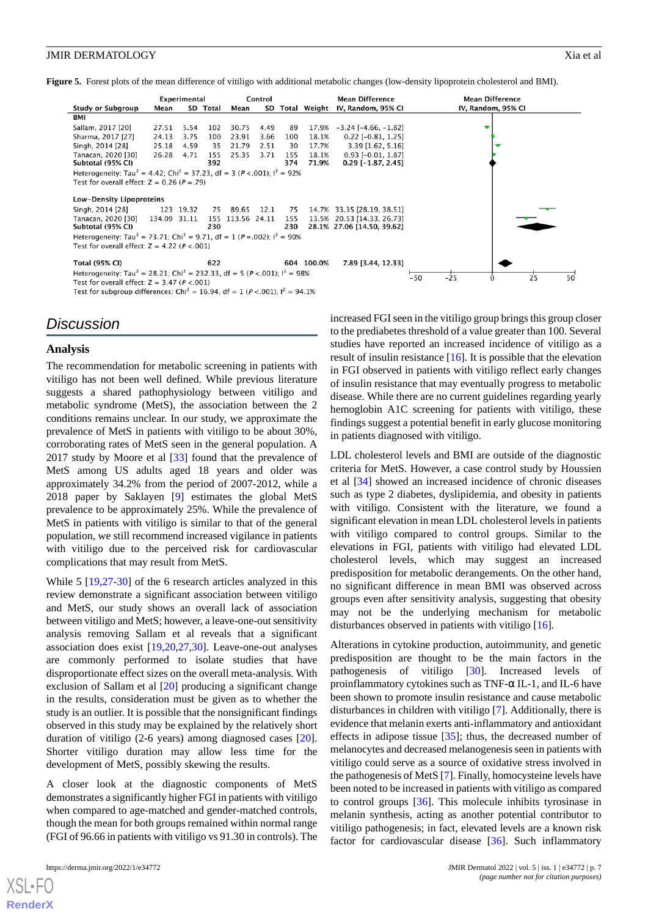**Figure 5.** Forest plots of the mean difference of vitiligo with additional metabolic changes (low-density lipoprotein cholesterol and BMI).

| Study or Subgroup | Experimental Mean | Experimental SD | Experimental Total | Control Mean | Control SD | Control Total | Weight | Mean Difference IV, Random, 95% CI |
|---|---|---|---|---|---|---|---|---|
| **BMI** | | | | | | | | |
| Sallam, 2017 [20] | 27.51 | 5.54 | 102 | 30.75 | 4.49 | 89 | 17.9% | −3.24 [−4.66, −1.82] |
| Sharma, 2017 [27] | 24.13 | 3.75 | 100 | 23.91 | 3.66 | 100 | 18.1% | 0.22 [−0.81, 1.25] |
| Singh, 2014 [28] | 25.18 | 4.59 | 35 | 21.79 | 2.51 | 30 | 17.7% | 3.39 [1.62, 5.16] |
| Tanacan, 2020 [30] | 26.28 | 4.71 | 155 | 25.35 | 3.71 | 155 | 18.1% | 0.93 [−0.01, 1.87] |
| **Subtotal (95% CI)** | | | **392** | | | **374** | **71.9%** | **0.29 [−1.87, 2.45]** |
| Heterogeneity: $Tau^2$ = 4.42; $Chi^2$ = 37.23, df = 3 ($P$ <.001); $I^2$ = 92% | | | | | | | | |
| Test for overall effect: Z = 0.26 ($P$ =.79) | | | | | | | | |
| **Low-Density Lipoproteins** | | | | | | | | |
| Singh, 2014 [28] | 123 | 19.32 | 75 | 89.65 | 12.1 | 75 | 14.7% | 33.35 [28.19, 38.51] |
| Tanacan, 2020 [30] | 134.09 | 31.11 | 155 | 113.56 | 24.11 | 155 | 13.5% | 20.53 [14.33, 26.73] |
| **Subtotal (95% CI)** | | | **230** | | | **230** | **28.1%** | **27.06 [14.50, 39.62]** |
| Heterogeneity: $Tau^2$ = 73.71; $Chi^2$ = 9.71, df = 1 ($P$ =.002); $I^2$ = 90% | | | | | | | | |
| Test for overall effect: Z = 4.22 ($P$ <.001) | | | | | | | | |
| **Total (95% CI)** | | | **622** | | | **604** | **100.0%** | **7.89 [3.44, 12.33]** |
| Heterogeneity: $Tau^2$ = 28.21; $Chi^2$ = 232.33, df = 5 ($P$ <.001); $I^2$ = 98% | | | | | | | | |
| Test for overall effect: Z = 3.47 ($P$ <.001) | | | | | | | | |
| Test for subgroup differences: $Chi^2$ = 16.94, df = 1 ($P$ <.001), $I^2$ = 94.1% | | | | | | | | |

## Discussion

### Analysis

The recommendation for metabolic screening in patients with vitiligo has not been well defined. While previous literature suggests a shared pathophysiology between vitiligo and metabolic syndrome (MetS), the association between the 2 conditions remains unclear. In our study, we approximate the prevalence of MetS in patients with vitiligo to be about 30%, corroborating rates of MetS seen in the general population. A 2017 study by Moore et al [33] found that the prevalence of MetS among US adults aged 18 years and older was approximately 34.2% from the period of 2007-2012, while a 2018 paper by Saklayen [9] estimates the global MetS prevalence to be approximately 25%. While the prevalence of MetS in patients with vitiligo is similar to that of the general population, we still recommend increased vigilance in patients with vitiligo due to the perceived risk for cardiovascular complications that may result from MetS.

While 5 [19,27-30] of the 6 research articles analyzed in this review demonstrate a significant association between vitiligo and MetS, our study shows an overall lack of association between vitiligo and MetS; however, a leave-one-out sensitivity analysis removing Sallam et al reveals that a significant association does exist [19,20,27,30]. Leave-one-out analyses are commonly performed to isolate studies that have disproportionate effect sizes on the overall meta-analysis. With exclusion of Sallam et al [20] producing a significant change in the results, consideration must be given as to whether the study is an outlier. It is possible that the nonsignificant findings observed in this study may be explained by the relatively short duration of vitiligo (2-6 years) among diagnosed cases [20]. Shorter vitiligo duration may allow less time for the development of MetS, possibly skewing the results.

A closer look at the diagnostic components of MetS demonstrates a significantly higher FGI in patients with vitiligo when compared to age-matched and gender-matched controls, though the mean for both groups remained within normal range (FGI of 96.66 in patients with vitiligo vs 91.30 in controls). The increased FGI seen in the vitiligo group brings this group closer to the prediabetes threshold of a value greater than 100. Several studies have reported an increased incidence of vitiligo as a result of insulin resistance [16]. It is possible that the elevation in FGI observed in patients with vitiligo reflect early changes of insulin resistance that may eventually progress to metabolic disease. While there are no current guidelines regarding yearly hemoglobin A1C screening for patients with vitiligo, these findings suggest a potential benefit in early glucose monitoring in patients diagnosed with vitiligo.

LDL cholesterol levels and BMI are outside of the diagnostic criteria for MetS. However, a case control study by Houssien et al [34] showed an increased incidence of chronic diseases such as type 2 diabetes, dyslipidemia, and obesity in patients with vitiligo. Consistent with the literature, we found a significant elevation in mean LDL cholesterol levels in patients with vitiligo compared to control groups. Similar to the elevations in FGI, patients with vitiligo had elevated LDL cholesterol levels, which may suggest an increased predisposition for metabolic derangements. On the other hand, no significant difference in mean BMI was observed across groups even after sensitivity analysis, suggesting that obesity may not be the underlying mechanism for metabolic disturbances observed in patients with vitiligo [16].

Alterations in cytokine production, autoimmunity, and genetic predisposition are thought to be the main factors in the pathogenesis of vitiligo [30]. Increased levels of proinflammatory cytokines such as TNF-α IL-1, and IL-6 have been shown to promote insulin resistance and cause metabolic disturbances in children with vitiligo [7]. Additionally, there is evidence that melanin exerts anti-inflammatory and antioxidant effects in adipose tissue [35]; thus, the decreased number of melanocytes and decreased melanogenesis seen in patients with vitiligo could serve as a source of oxidative stress involved in the pathogenesis of MetS [7]. Finally, homocysteine levels have been noted to be increased in patients with vitiligo as compared to control groups [36]. This molecule inhibits tyrosinase in melanin synthesis, acting as another potential contributor to vitiligo pathogenesis; in fact, elevated levels are a known risk factor for cardiovascular disease [36]. Such inflammatory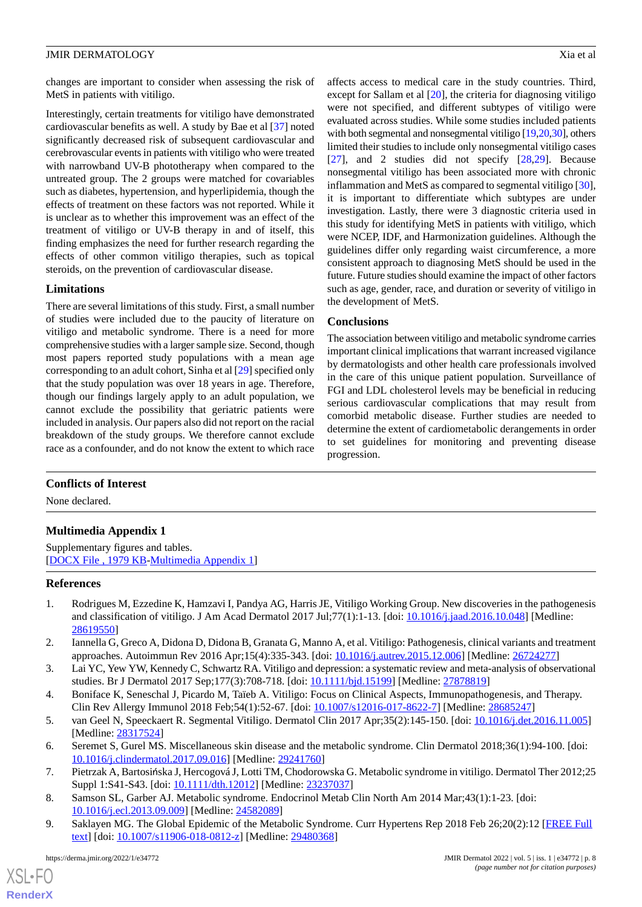changes are important to consider when assessing the risk of MetS in patients with vitiligo.

Interestingly, certain treatments for vitiligo have demonstrated cardiovascular benefits as well. A study by Bae et al [37] noted significantly decreased risk of subsequent cardiovascular and cerebrovascular events in patients with vitiligo who were treated with narrowband UV-B phototherapy when compared to the untreated group. The 2 groups were matched for covariables such as diabetes, hypertension, and hyperlipidemia, though the effects of treatment on these factors was not reported. While it is unclear as to whether this improvement was an effect of the treatment of vitiligo or UV-B therapy in and of itself, this finding emphasizes the need for further research regarding the effects of other common vitiligo therapies, such as topical steroids, on the prevention of cardiovascular disease.

### Limitations

There are several limitations of this study. First, a small number of studies were included due to the paucity of literature on vitiligo and metabolic syndrome. There is a need for more comprehensive studies with a larger sample size. Second, though most papers reported study populations with a mean age corresponding to an adult cohort, Sinha et al [29] specified only that the study population was over 18 years in age. Therefore, though our findings largely apply to an adult population, we cannot exclude the possibility that geriatric patients were included in analysis. Our papers also did not report on the racial breakdown of the study groups. We therefore cannot exclude race as a confounder, and do not know the extent to which race affects access to medical care in the study countries. Third, except for Sallam et al [20], the criteria for diagnosing vitiligo were not specified, and different subtypes of vitiligo were evaluated across studies. While some studies included patients with both segmental and nonsegmental vitiligo [19,20,30], others limited their studies to include only nonsegmental vitiligo cases [27], and 2 studies did not specify [28,29]. Because nonsegmental vitiligo has been associated more with chronic inflammation and MetS as compared to segmental vitiligo [30], it is important to differentiate which subtypes are under investigation. Lastly, there were 3 diagnostic criteria used in this study for identifying MetS in patients with vitiligo, which were NCEP, IDF, and Harmonization guidelines. Although the guidelines differ only regarding waist circumference, a more consistent approach to diagnosing MetS should be used in the future. Future studies should examine the impact of other factors such as age, gender, race, and duration or severity of vitiligo in the development of MetS.

### Conclusions

The association between vitiligo and metabolic syndrome carries important clinical implications that warrant increased vigilance by dermatologists and other health care professionals involved in the care of this unique patient population. Surveillance of FGI and LDL cholesterol levels may be beneficial in reducing serious cardiovascular complications that may result from comorbid metabolic disease. Further studies are needed to determine the extent of cardiometabolic derangements in order to set guidelines for monitoring and preventing disease progression.

## Conflicts of Interest

None declared.

## Multimedia Appendix 1

Supplementary figures and tables.
[DOCX File , 1979 KB-Multimedia Appendix 1]

## References

1. Rodrigues M, Ezzedine K, Hamzavi I, Pandya AG, Harris JE, Vitiligo Working Group. New discoveries in the pathogenesis and classification of vitiligo. J Am Acad Dermatol 2017 Jul;77(1):1-13. [doi: 10.1016/j.jaad.2016.10.048] [Medline: 28619550]
2. Iannella G, Greco A, Didona D, Didona B, Granata G, Manno A, et al. Vitiligo: Pathogenesis, clinical variants and treatment approaches. Autoimmun Rev 2016 Apr;15(4):335-343. [doi: 10.1016/j.autrev.2015.12.006] [Medline: 26724277]
3. Lai YC, Yew YW, Kennedy C, Schwartz RA. Vitiligo and depression: a systematic review and meta-analysis of observational studies. Br J Dermatol 2017 Sep;177(3):708-718. [doi: 10.1111/bjd.15199] [Medline: 27878819]
4. Boniface K, Seneschal J, Picardo M, Taïeb A. Vitiligo: Focus on Clinical Aspects, Immunopathogenesis, and Therapy. Clin Rev Allergy Immunol 2018 Feb;54(1):52-67. [doi: 10.1007/s12016-017-8622-7] [Medline: 28685247]
5. van Geel N, Speeckaert R. Segmental Vitiligo. Dermatol Clin 2017 Apr;35(2):145-150. [doi: 10.1016/j.det.2016.11.005] [Medline: 28317524]
6. Seremet S, Gurel MS. Miscellaneous skin disease and the metabolic syndrome. Clin Dermatol 2018;36(1):94-100. [doi: 10.1016/j.clindermatol.2017.09.016] [Medline: 29241760]
7. Pietrzak A, Bartosińska J, Hercogová J, Lotti TM, Chodorowska G. Metabolic syndrome in vitiligo. Dermatol Ther 2012;25 Suppl 1:S41-S43. [doi: 10.1111/dth.12012] [Medline: 23237037]
8. Samson SL, Garber AJ. Metabolic syndrome. Endocrinol Metab Clin North Am 2014 Mar;43(1):1-23. [doi: 10.1016/j.ecl.2013.09.009] [Medline: 24582089]
9. Saklayen MG. The Global Epidemic of the Metabolic Syndrome. Curr Hypertens Rep 2018 Feb 26;20(2):12 [FREE Full text] [doi: 10.1007/s11906-018-0812-z] [Medline: 29480368]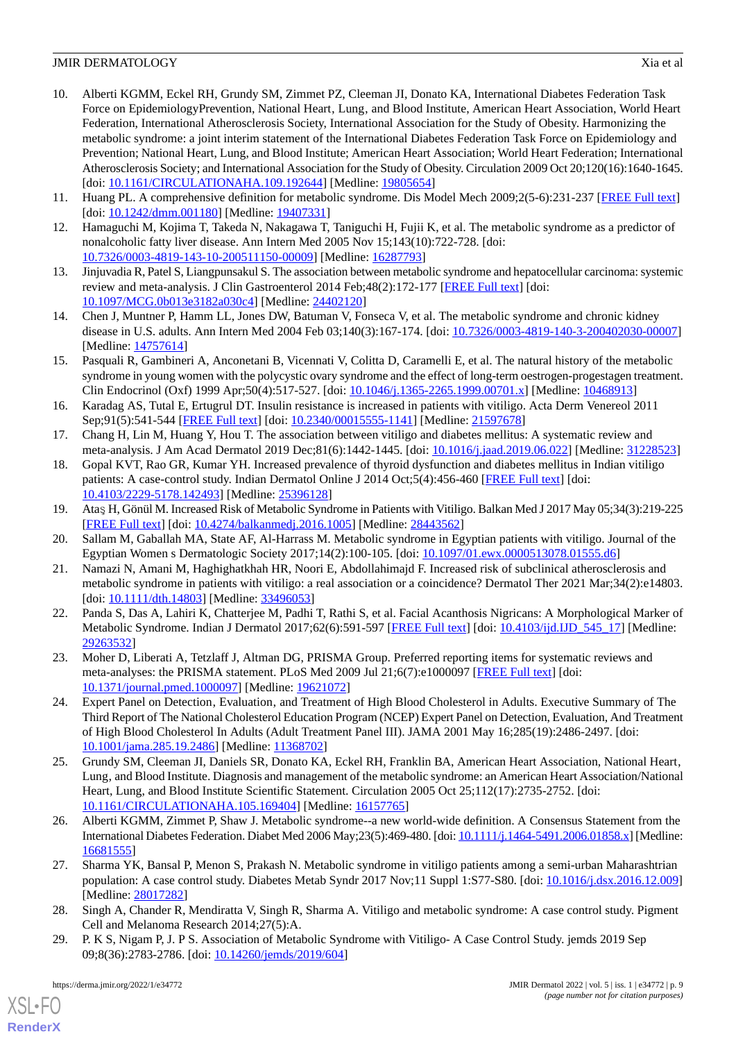10. Alberti KGMM, Eckel RH, Grundy SM, Zimmet PZ, Cleeman JI, Donato KA, International Diabetes Federation Task Force on EpidemiologyPrevention, National Heart, Lung, and Blood Institute, American Heart Association, World Heart Federation, International Atherosclerosis Society, International Association for the Study of Obesity. Harmonizing the metabolic syndrome: a joint interim statement of the International Diabetes Federation Task Force on Epidemiology and Prevention; National Heart, Lung, and Blood Institute; American Heart Association; World Heart Federation; International Atherosclerosis Society; and International Association for the Study of Obesity. Circulation 2009 Oct 20;120(16):1640-1645. [doi: 10.1161/CIRCULATIONAHA.109.192644] [Medline: 19805654]
11. Huang PL. A comprehensive definition for metabolic syndrome. Dis Model Mech 2009;2(5-6):231-237 [FREE Full text] [doi: 10.1242/dmm.001180] [Medline: 19407331]
12. Hamaguchi M, Kojima T, Takeda N, Nakagawa T, Taniguchi H, Fujii K, et al. The metabolic syndrome as a predictor of nonalcoholic fatty liver disease. Ann Intern Med 2005 Nov 15;143(10):722-728. [doi: 10.7326/0003-4819-143-10-200511150-00009] [Medline: 16287793]
13. Jinjuvadia R, Patel S, Liangpunsakul S. The association between metabolic syndrome and hepatocellular carcinoma: systemic review and meta-analysis. J Clin Gastroenterol 2014 Feb;48(2):172-177 [FREE Full text] [doi: 10.1097/MCG.0b013e3182a030c4] [Medline: 24402120]
14. Chen J, Muntner P, Hamm LL, Jones DW, Batuman V, Fonseca V, et al. The metabolic syndrome and chronic kidney disease in U.S. adults. Ann Intern Med 2004 Feb 03;140(3):167-174. [doi: 10.7326/0003-4819-140-3-200402030-00007] [Medline: 14757614]
15. Pasquali R, Gambineri A, Anconetani B, Vicennati V, Colitta D, Caramelli E, et al. The natural history of the metabolic syndrome in young women with the polycystic ovary syndrome and the effect of long-term oestrogen-progestagen treatment. Clin Endocrinol (Oxf) 1999 Apr;50(4):517-527. [doi: 10.1046/j.1365-2265.1999.00701.x] [Medline: 10468913]
16. Karadag AS, Tutal E, Ertugrul DT. Insulin resistance is increased in patients with vitiligo. Acta Derm Venereol 2011 Sep;91(5):541-544 [FREE Full text] [doi: 10.2340/00015555-1141] [Medline: 21597678]
17. Chang H, Lin M, Huang Y, Hou T. The association between vitiligo and diabetes mellitus: A systematic review and meta-analysis. J Am Acad Dermatol 2019 Dec;81(6):1442-1445. [doi: 10.1016/j.jaad.2019.06.022] [Medline: 31228523]
18. Gopal KVT, Rao GR, Kumar YH. Increased prevalence of thyroid dysfunction and diabetes mellitus in Indian vitiligo patients: A case-control study. Indian Dermatol Online J 2014 Oct;5(4):456-460 [FREE Full text] [doi: 10.4103/2229-5178.142493] [Medline: 25396128]
19. Ataş H, Gönül M. Increased Risk of Metabolic Syndrome in Patients with Vitiligo. Balkan Med J 2017 May 05;34(3):219-225 [FREE Full text] [doi: 10.4274/balkanmedj.2016.1005] [Medline: 28443562]
20. Sallam M, Gaballah MA, State AF, Al-Harrass M. Metabolic syndrome in Egyptian patients with vitiligo. Journal of the Egyptian Women s Dermatologic Society 2017;14(2):100-105. [doi: 10.1097/01.ewx.0000513078.01555.d6]
21. Namazi N, Amani M, Haghighatkhah HR, Noori E, Abdollahimajd F. Increased risk of subclinical atherosclerosis and metabolic syndrome in patients with vitiligo: a real association or a coincidence? Dermatol Ther 2021 Mar;34(2):e14803. [doi: 10.1111/dth.14803] [Medline: 33496053]
22. Panda S, Das A, Lahiri K, Chatterjee M, Padhi T, Rathi S, et al. Facial Acanthosis Nigricans: A Morphological Marker of Metabolic Syndrome. Indian J Dermatol 2017;62(6):591-597 [FREE Full text] [doi: 10.4103/ijd.IJD_545_17] [Medline: 29263532]
23. Moher D, Liberati A, Tetzlaff J, Altman DG, PRISMA Group. Preferred reporting items for systematic reviews and meta-analyses: the PRISMA statement. PLoS Med 2009 Jul 21;6(7):e1000097 [FREE Full text] [doi: 10.1371/journal.pmed.1000097] [Medline: 19621072]
24. Expert Panel on Detection, Evaluation, and Treatment of High Blood Cholesterol in Adults. Executive Summary of The Third Report of The National Cholesterol Education Program (NCEP) Expert Panel on Detection, Evaluation, And Treatment of High Blood Cholesterol In Adults (Adult Treatment Panel III). JAMA 2001 May 16;285(19):2486-2497. [doi: 10.1001/jama.285.19.2486] [Medline: 11368702]
25. Grundy SM, Cleeman JI, Daniels SR, Donato KA, Eckel RH, Franklin BA, American Heart Association, National Heart, Lung, and Blood Institute. Diagnosis and management of the metabolic syndrome: an American Heart Association/National Heart, Lung, and Blood Institute Scientific Statement. Circulation 2005 Oct 25;112(17):2735-2752. [doi: 10.1161/CIRCULATIONAHA.105.169404] [Medline: 16157765]
26. Alberti KGMM, Zimmet P, Shaw J. Metabolic syndrome--a new world-wide definition. A Consensus Statement from the International Diabetes Federation. Diabet Med 2006 May;23(5):469-480. [doi: 10.1111/j.1464-5491.2006.01858.x] [Medline: 16681555]
27. Sharma YK, Bansal P, Menon S, Prakash N. Metabolic syndrome in vitiligo patients among a semi-urban Maharashtrian population: A case control study. Diabetes Metab Syndr 2017 Nov;11 Suppl 1:S77-S80. [doi: 10.1016/j.dsx.2016.12.009] [Medline: 28017282]
28. Singh A, Chander R, Mendiratta V, Singh R, Sharma A. Vitiligo and metabolic syndrome: A case control study. Pigment Cell and Melanoma Research 2014;27(5):A.
29. P. K S, Nigam P, J. P S. Association of Metabolic Syndrome with Vitiligo- A Case Control Study. jemds 2019 Sep 09;8(36):2783-2786. [doi: 10.14260/jemds/2019/604]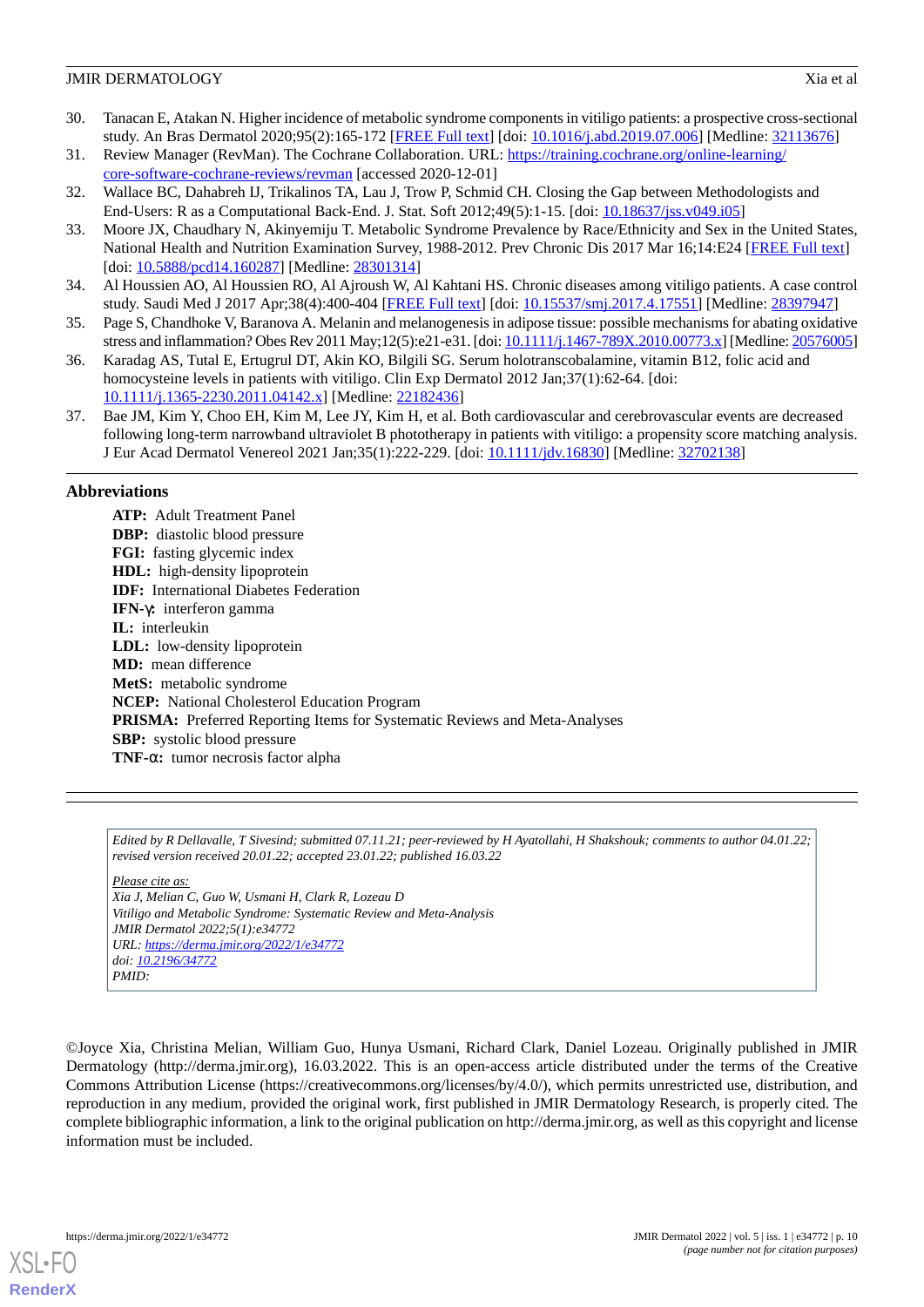30. Tanacan E, Atakan N. Higher incidence of metabolic syndrome components in vitiligo patients: a prospective cross-sectional study. An Bras Dermatol 2020;95(2):165-172 [FREE Full text] [doi: 10.1016/j.abd.2019.07.006] [Medline: 32113676]
31. Review Manager (RevMan). The Cochrane Collaboration. URL: https://training.cochrane.org/online-learning/core-software-cochrane-reviews/revman [accessed 2020-12-01]
32. Wallace BC, Dahabreh IJ, Trikalinos TA, Lau J, Trow P, Schmid CH. Closing the Gap between Methodologists and End-Users: R as a Computational Back-End. J. Stat. Soft 2012;49(5):1-15. [doi: 10.18637/jss.v049.i05]
33. Moore JX, Chaudhary N, Akinyemiju T. Metabolic Syndrome Prevalence by Race/Ethnicity and Sex in the United States, National Health and Nutrition Examination Survey, 1988-2012. Prev Chronic Dis 2017 Mar 16;14:E24 [FREE Full text] [doi: 10.5888/pcd14.160287] [Medline: 28301314]
34. Al Houssien AO, Al Houssien RO, Al Ajroush W, Al Kahtani HS. Chronic diseases among vitiligo patients. A case control study. Saudi Med J 2017 Apr;38(4):400-404 [FREE Full text] [doi: 10.15537/smj.2017.4.17551] [Medline: 28397947]
35. Page S, Chandhoke V, Baranova A. Melanin and melanogenesis in adipose tissue: possible mechanisms for abating oxidative stress and inflammation? Obes Rev 2011 May;12(5):e21-e31. [doi: 10.1111/j.1467-789X.2010.00773.x] [Medline: 20576005]
36. Karadag AS, Tutal E, Ertugrul DT, Akin KO, Bilgili SG. Serum holotranscobalamine, vitamin B12, folic acid and homocysteine levels in patients with vitiligo. Clin Exp Dermatol 2012 Jan;37(1):62-64. [doi: 10.1111/j.1365-2230.2011.04142.x] [Medline: 22182436]
37. Bae JM, Kim Y, Choo EH, Kim M, Lee JY, Kim H, et al. Both cardiovascular and cerebrovascular events are decreased following long-term narrowband ultraviolet B phototherapy in patients with vitiligo: a propensity score matching analysis. J Eur Acad Dermatol Venereol 2021 Jan;35(1):222-229. [doi: 10.1111/jdv.16830] [Medline: 32702138]

## Abbreviations

**ATP:** Adult Treatment Panel
**DBP:** diastolic blood pressure
**FGI:** fasting glycemic index
**HDL:** high-density lipoprotein
**IDF:** International Diabetes Federation
**IFN-γ:** interferon gamma
**IL:** interleukin
**LDL:** low-density lipoprotein
**MD:** mean difference
**MetS:** metabolic syndrome
**NCEP:** National Cholesterol Education Program
**PRISMA:** Preferred Reporting Items for Systematic Reviews and Meta-Analyses
**SBP:** systolic blood pressure
**TNF-α:** tumor necrosis factor alpha

*Edited by R Dellavalle, T Sivesind; submitted 07.11.21; peer-reviewed by H Ayatollahi, H Shakshouk; comments to author 04.01.22; revised version received 20.01.22; accepted 23.01.22; published 16.03.22*

*Please cite as:*
*Xia J, Melian C, Guo W, Usmani H, Clark R, Lozeau D*
*Vitiligo and Metabolic Syndrome: Systematic Review and Meta-Analysis*
*JMIR Dermatol 2022;5(1):e34772*
*URL: https://derma.jmir.org/2022/1/e34772*
*doi: 10.2196/34772*
*PMID:*

©Joyce Xia, Christina Melian, William Guo, Hunya Usmani, Richard Clark, Daniel Lozeau. Originally published in JMIR Dermatology (http://derma.jmir.org), 16.03.2022. This is an open-access article distributed under the terms of the Creative Commons Attribution License (https://creativecommons.org/licenses/by/4.0/), which permits unrestricted use, distribution, and reproduction in any medium, provided the original work, first published in JMIR Dermatology Research, is properly cited. The complete bibliographic information, a link to the original publication on http://derma.jmir.org, as well as this copyright and license information must be included.